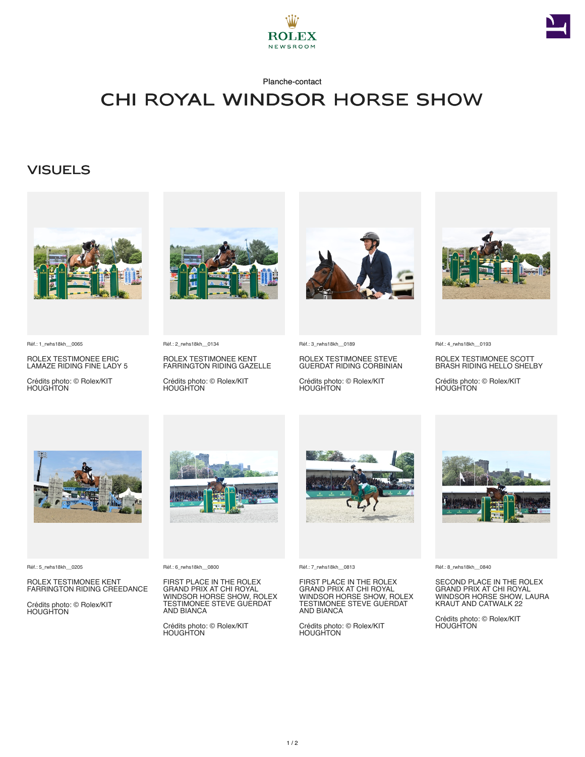Planche-contact

# CHI ROYAL WINDSOR HORSE SHOW

## VISUELS

Réf.: 1_rwhs18kh__0065

ROLEX TESTIMONEE ERIC LAMAZE RIDING FINE LADY 5

Crédits photo: © Rolex/KIT HOUGHTON

Réf.: 2_rwhs18kh__0134

ROLEX TESTIMONEE KENT FARRINGTON RIDING GAZELLE

Crédits photo: © Rolex/KIT HOUGHTON

Réf.: 3_rwhs18kh__0189

ROLEX TESTIMONEE STEVE GUERDAT RIDING CORBINIAN

Crédits photo: © Rolex/KIT HOUGHTON

Réf.: 4_rwhs18kh__0193

ROLEX TESTIMONEE SCOTT BRASH RIDING HELLO SHELBY

Crédits photo: © Rolex/KIT HOUGHTON

Réf.: 5_rwhs18kh__0205

ROLEX TESTIMONEE KENT FARRINGTON RIDING CREEDANCE

Crédits photo: © Rolex/KIT HOUGHTON

Réf.: 6_rwhs18kh__0800

FIRST PLACE IN THE ROLEX GRAND PRIX AT CHI ROYAL WINDSOR HORSE SHOW, ROLEX TESTIMONEE STEVE GUERDAT AND BIANCA

Crédits photo: © Rolex/KIT HOUGHTON

Réf.: 7_rwhs18kh__0813

FIRST PLACE IN THE ROLEX GRAND PRIX AT CHI ROYAL WINDSOR HORSE SHOW, ROLEX TESTIMONEE STEVE GUERDAT AND BIANCA

Crédits photo: © Rolex/KIT HOUGHTON

Réf.: 8_rwhs18kh__0840

SECOND PLACE IN THE ROLEX GRAND PRIX AT CHI ROYAL WINDSOR HORSE SHOW, LAURA KRAUT AND CATWALK 22

Crédits photo: © Rolex/KIT HOUGHTON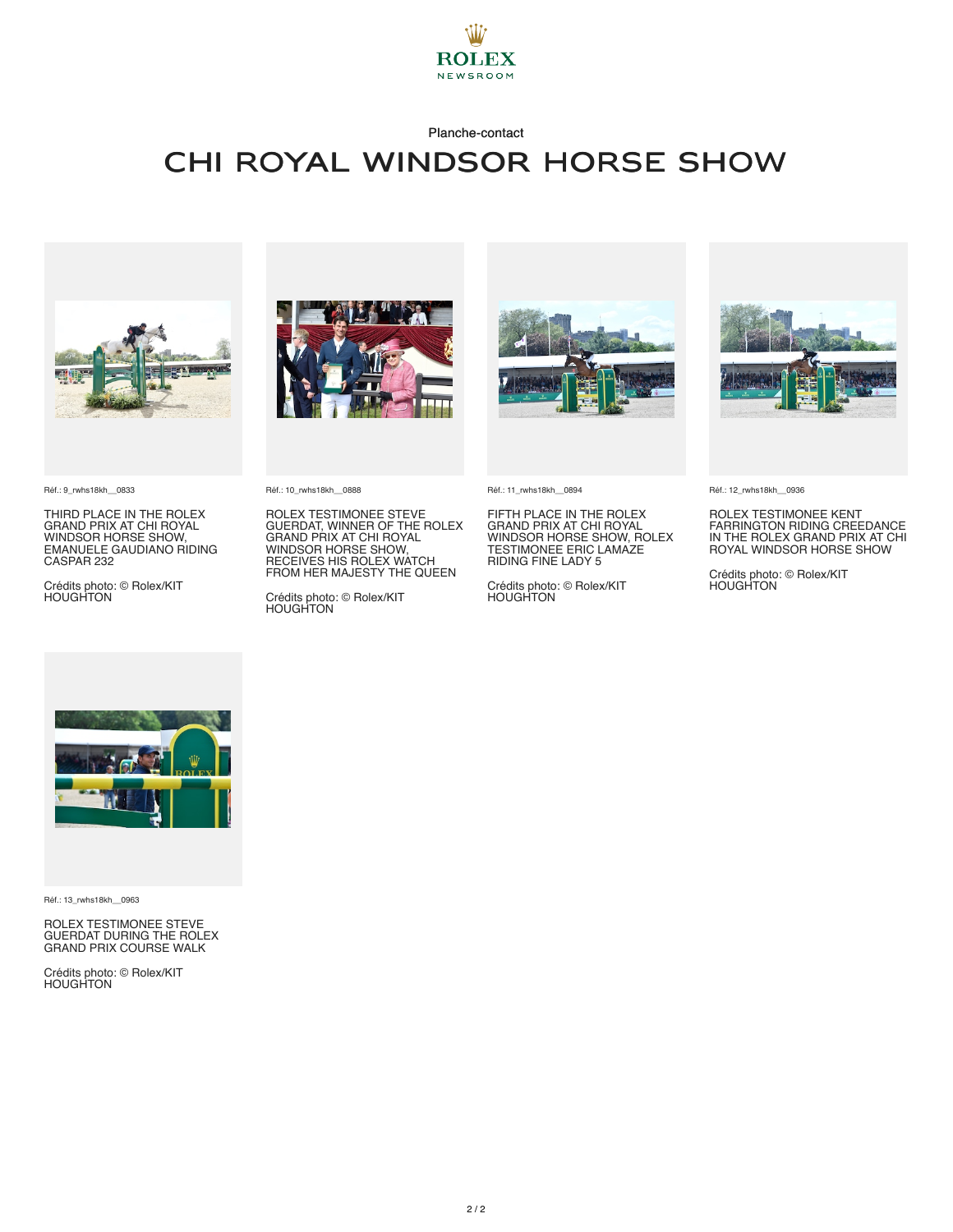ROLEX
NEWSROOM

Planche-contact

# CHI ROYAL WINDSOR HORSE SHOW

Réf.: 9_rwhs18kh__0833

THIRD PLACE IN THE ROLEX GRAND PRIX AT CHI ROYAL WINDSOR HORSE SHOW, EMANUELE GAUDIANO RIDING CASPAR 232

Crédits photo: © Rolex/KIT HOUGHTON

Réf.: 10_rwhs18kh__0888

ROLEX TESTIMONEE STEVE GUERDAT, WINNER OF THE ROLEX GRAND PRIX AT CHI ROYAL WINDSOR HORSE SHOW, RECEIVES HIS ROLEX WATCH FROM HER MAJESTY THE QUEEN

Crédits photo: © Rolex/KIT HOUGHTON

Réf.: 11_rwhs18kh__0894

FIFTH PLACE IN THE ROLEX GRAND PRIX AT CHI ROYAL WINDSOR HORSE SHOW, ROLEX TESTIMONEE ERIC LAMAZE RIDING FINE LADY 5

Crédits photo: © Rolex/KIT HOUGHTON

Réf.: 12_rwhs18kh__0936

ROLEX TESTIMONEE KENT FARRINGTON RIDING CREEDANCE IN THE ROLEX GRAND PRIX AT CHI ROYAL WINDSOR HORSE SHOW

Crédits photo: © Rolex/KIT HOUGHTON

Réf.: 13_rwhs18kh__0963

ROLEX TESTIMONEE STEVE GUERDAT DURING THE ROLEX GRAND PRIX COURSE WALK

Crédits photo: © Rolex/KIT HOUGHTON